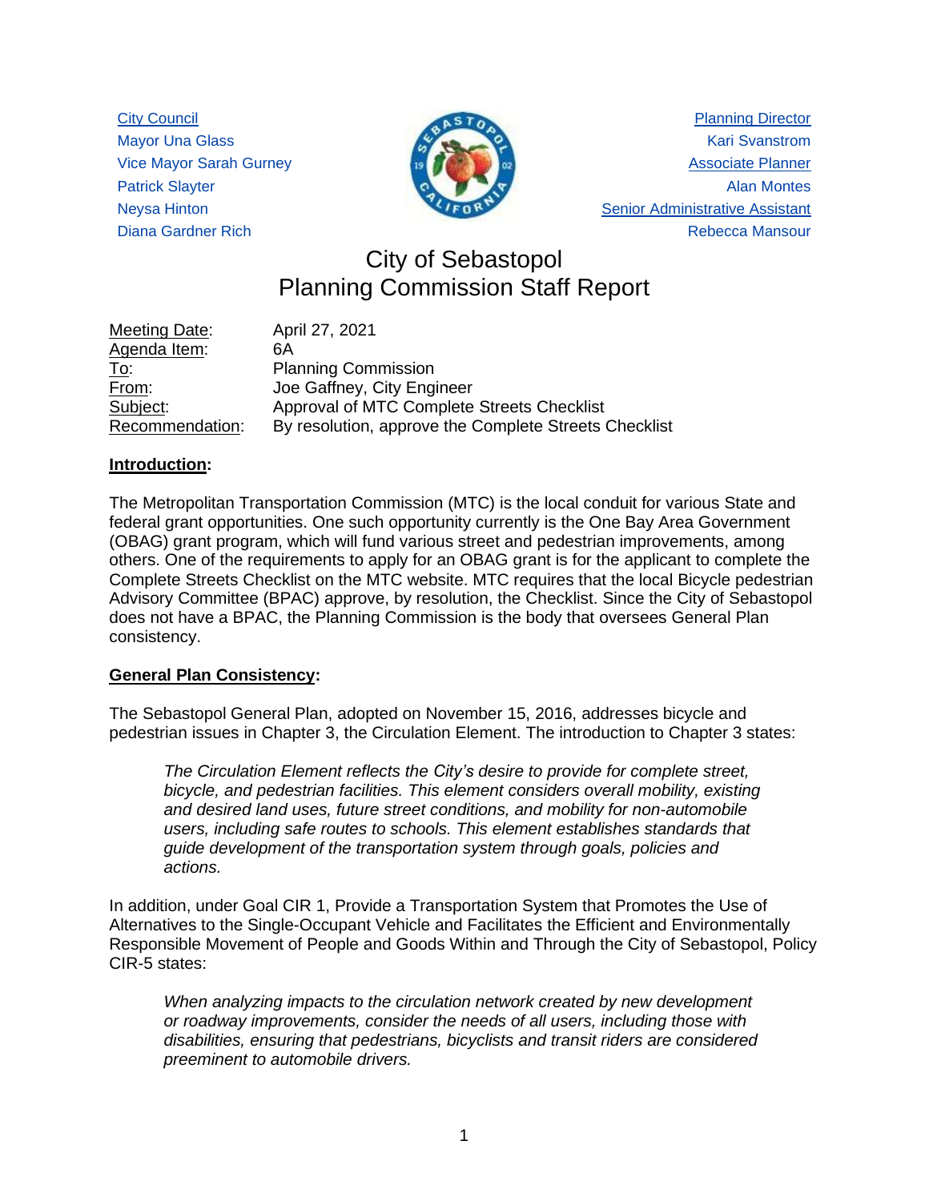City Council
Mayor Una Glass
Vice Mayor Sarah Gurney
Patrick Slayter
Neysa Hinton
Diana Gardner Rich

Planning Director
Kari Svanstrom
Associate Planner
Alan Montes
Senior Administrative Assistant
Rebecca Mansour

# City of Sebastopol
# Planning Commission Staff Report

| | |
|---|---|
| Meeting Date: | April 27, 2021 |
| Agenda Item: | 6A |
| To: | Planning Commission |
| From: | Joe Gaffney, City Engineer |
| Subject: | Approval of MTC Complete Streets Checklist |
| Recommendation: | By resolution, approve the Complete Streets Checklist |

## Introduction:

The Metropolitan Transportation Commission (MTC) is the local conduit for various State and federal grant opportunities. One such opportunity currently is the One Bay Area Government (OBAG) grant program, which will fund various street and pedestrian improvements, among others. One of the requirements to apply for an OBAG grant is for the applicant to complete the Complete Streets Checklist on the MTC website. MTC requires that the local Bicycle pedestrian Advisory Committee (BPAC) approve, by resolution, the Checklist. Since the City of Sebastopol does not have a BPAC, the Planning Commission is the body that oversees General Plan consistency.

## General Plan Consistency:

The Sebastopol General Plan, adopted on November 15, 2016, addresses bicycle and pedestrian issues in Chapter 3, the Circulation Element. The introduction to Chapter 3 states:

> *The Circulation Element reflects the City's desire to provide for complete street, bicycle, and pedestrian facilities. This element considers overall mobility, existing and desired land uses, future street conditions, and mobility for non-automobile users, including safe routes to schools. This element establishes standards that guide development of the transportation system through goals, policies and actions.*

In addition, under Goal CIR 1, Provide a Transportation System that Promotes the Use of Alternatives to the Single-Occupant Vehicle and Facilitates the Efficient and Environmentally Responsible Movement of People and Goods Within and Through the City of Sebastopol, Policy CIR-5 states:

> *When analyzing impacts to the circulation network created by new development or roadway improvements, consider the needs of all users, including those with disabilities, ensuring that pedestrians, bicyclists and transit riders are considered preeminent to automobile drivers.*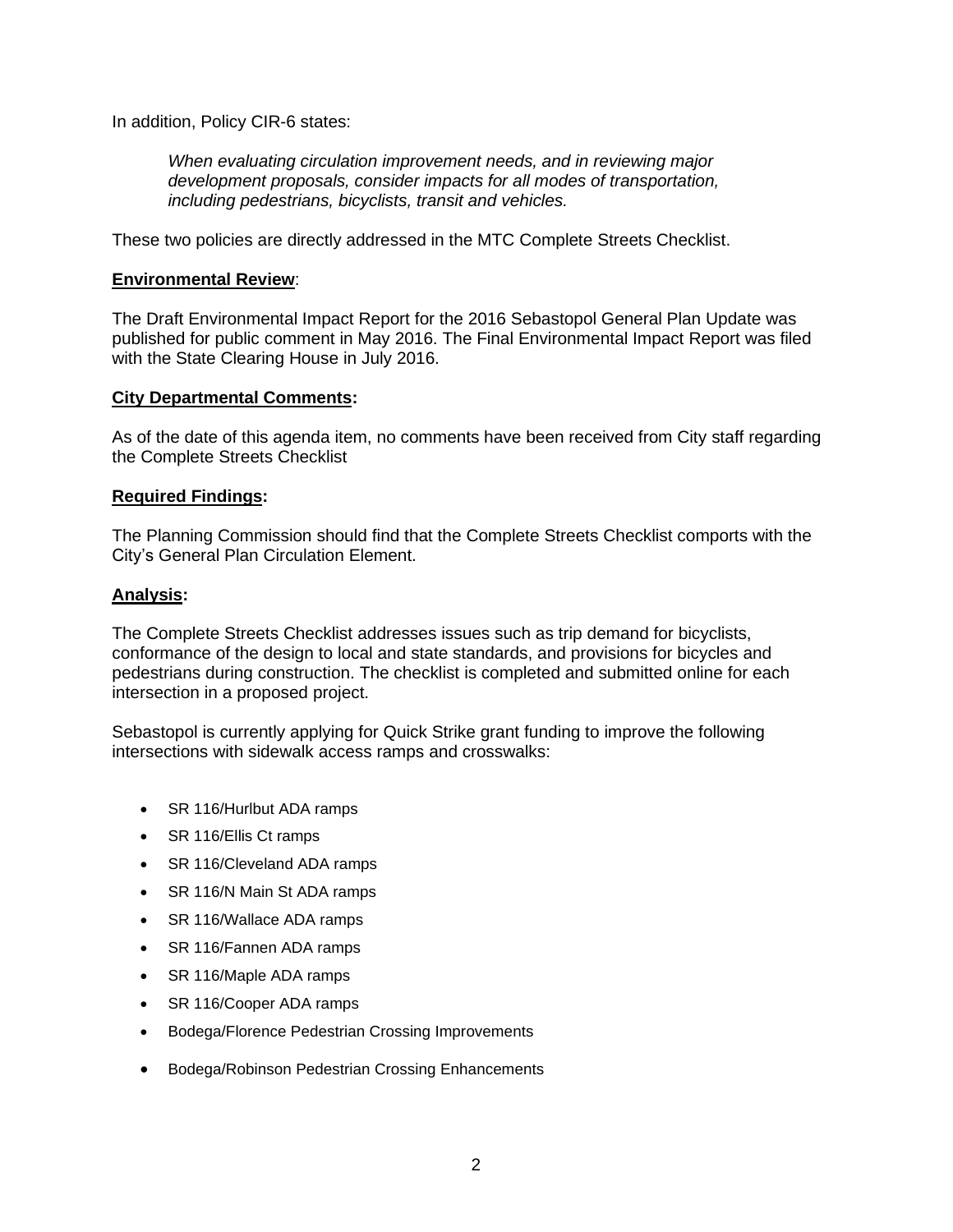In addition, Policy CIR-6 states:

> *When evaluating circulation improvement needs, and in reviewing major development proposals, consider impacts for all modes of transportation, including pedestrians, bicyclists, transit and vehicles.*

These two policies are directly addressed in the MTC Complete Streets Checklist.

**Environmental Review**:

The Draft Environmental Impact Report for the 2016 Sebastopol General Plan Update was published for public comment in May 2016. The Final Environmental Impact Report was filed with the State Clearing House in July 2016.

**City Departmental Comments:**

As of the date of this agenda item, no comments have been received from City staff regarding the Complete Streets Checklist

**Required Findings:**

The Planning Commission should find that the Complete Streets Checklist comports with the City's General Plan Circulation Element.

**Analysis:**

The Complete Streets Checklist addresses issues such as trip demand for bicyclists, conformance of the design to local and state standards, and provisions for bicycles and pedestrians during construction. The checklist is completed and submitted online for each intersection in a proposed project.

Sebastopol is currently applying for Quick Strike grant funding to improve the following intersections with sidewalk access ramps and crosswalks:

- SR 116/Hurlbut ADA ramps
- SR 116/Ellis Ct ramps
- SR 116/Cleveland ADA ramps
- SR 116/N Main St ADA ramps
- SR 116/Wallace ADA ramps
- SR 116/Fannen ADA ramps
- SR 116/Maple ADA ramps
- SR 116/Cooper ADA ramps
- Bodega/Florence Pedestrian Crossing Improvements
- Bodega/Robinson Pedestrian Crossing Enhancements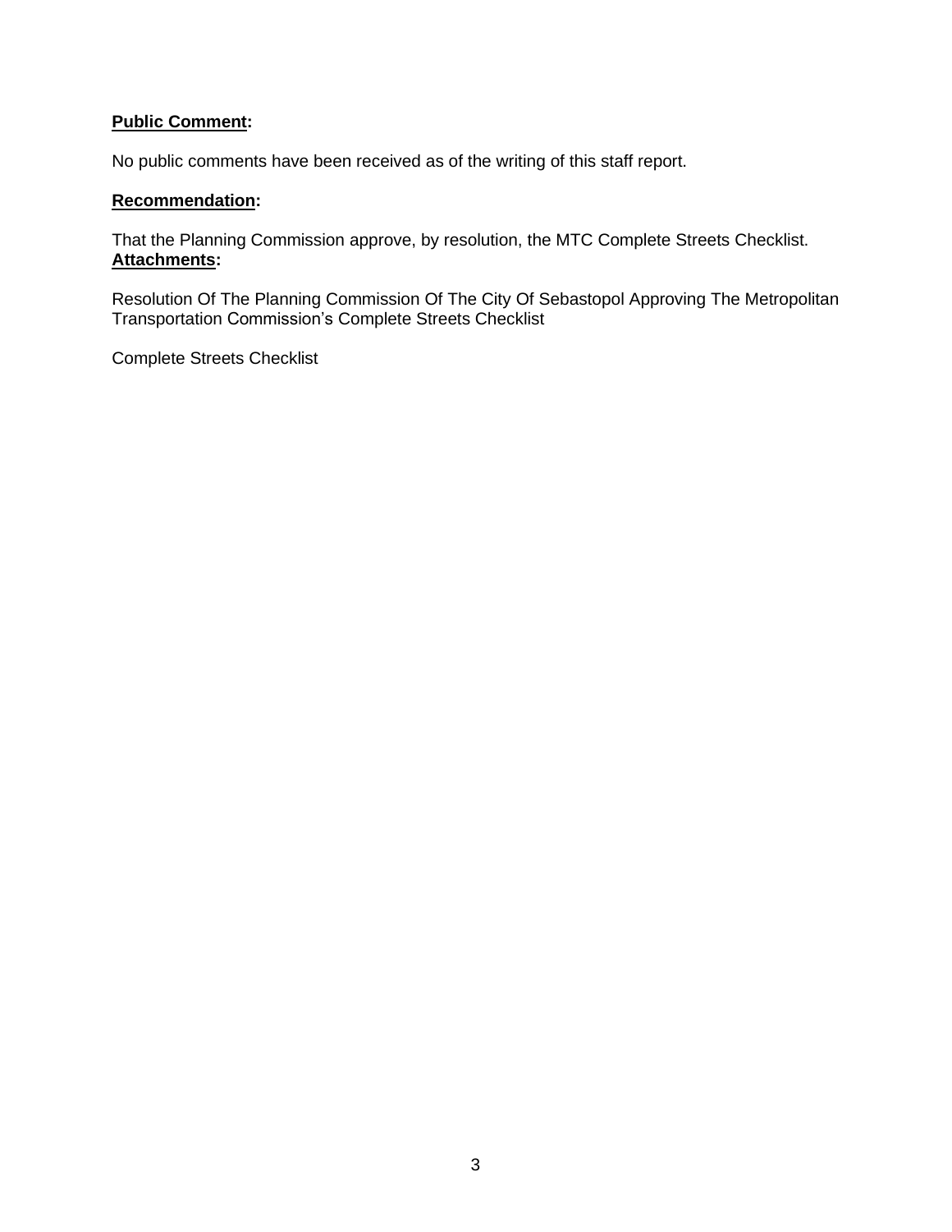**Public Comment:**

No public comments have been received as of the writing of this staff report.

**Recommendation:**

That the Planning Commission approve, by resolution, the MTC Complete Streets Checklist.

**Attachments:**

Resolution Of The Planning Commission Of The City Of Sebastopol Approving The Metropolitan Transportation Commission's Complete Streets Checklist

Complete Streets Checklist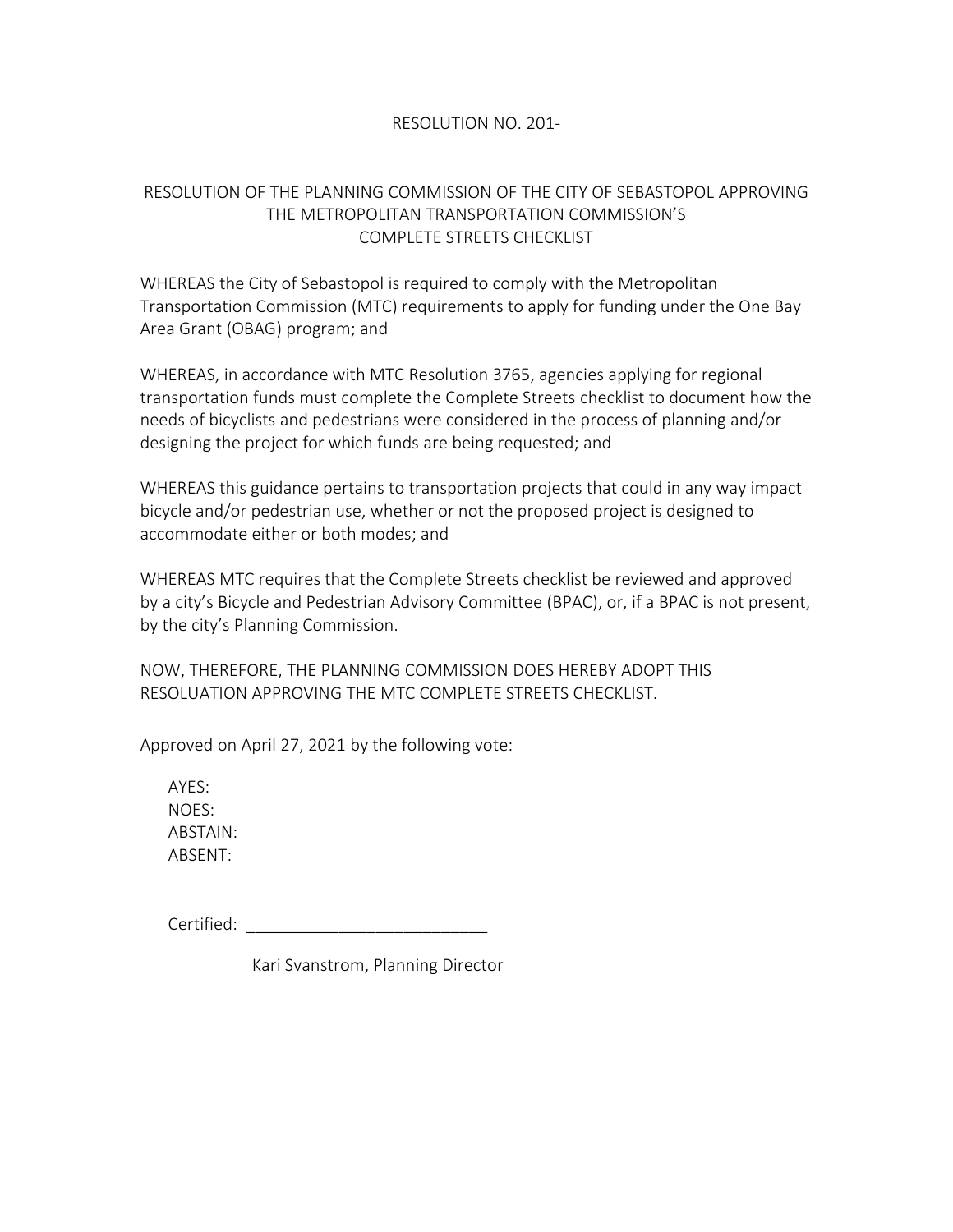RESOLUTION NO. 201-

RESOLUTION OF THE PLANNING COMMISSION OF THE CITY OF SEBASTOPOL APPROVING THE METROPOLITAN TRANSPORTATION COMMISSION'S COMPLETE STREETS CHECKLIST

WHEREAS the City of Sebastopol is required to comply with the Metropolitan Transportation Commission (MTC) requirements to apply for funding under the One Bay Area Grant (OBAG) program; and

WHEREAS, in accordance with MTC Resolution 3765, agencies applying for regional transportation funds must complete the Complete Streets checklist to document how the needs of bicyclists and pedestrians were considered in the process of planning and/or designing the project for which funds are being requested; and

WHEREAS this guidance pertains to transportation projects that could in any way impact bicycle and/or pedestrian use, whether or not the proposed project is designed to accommodate either or both modes; and

WHEREAS MTC requires that the Complete Streets checklist be reviewed and approved by a city's Bicycle and Pedestrian Advisory Committee (BPAC), or, if a BPAC is not present, by the city's Planning Commission.

NOW, THEREFORE, THE PLANNING COMMISSION DOES HEREBY ADOPT THIS RESOLUATION APPROVING THE MTC COMPLETE STREETS CHECKLIST.

Approved on April 27, 2021 by the following vote:

AYES:
NOES:
ABSTAIN:
ABSENT:

Certified: __________________________

Kari Svanstrom, Planning Director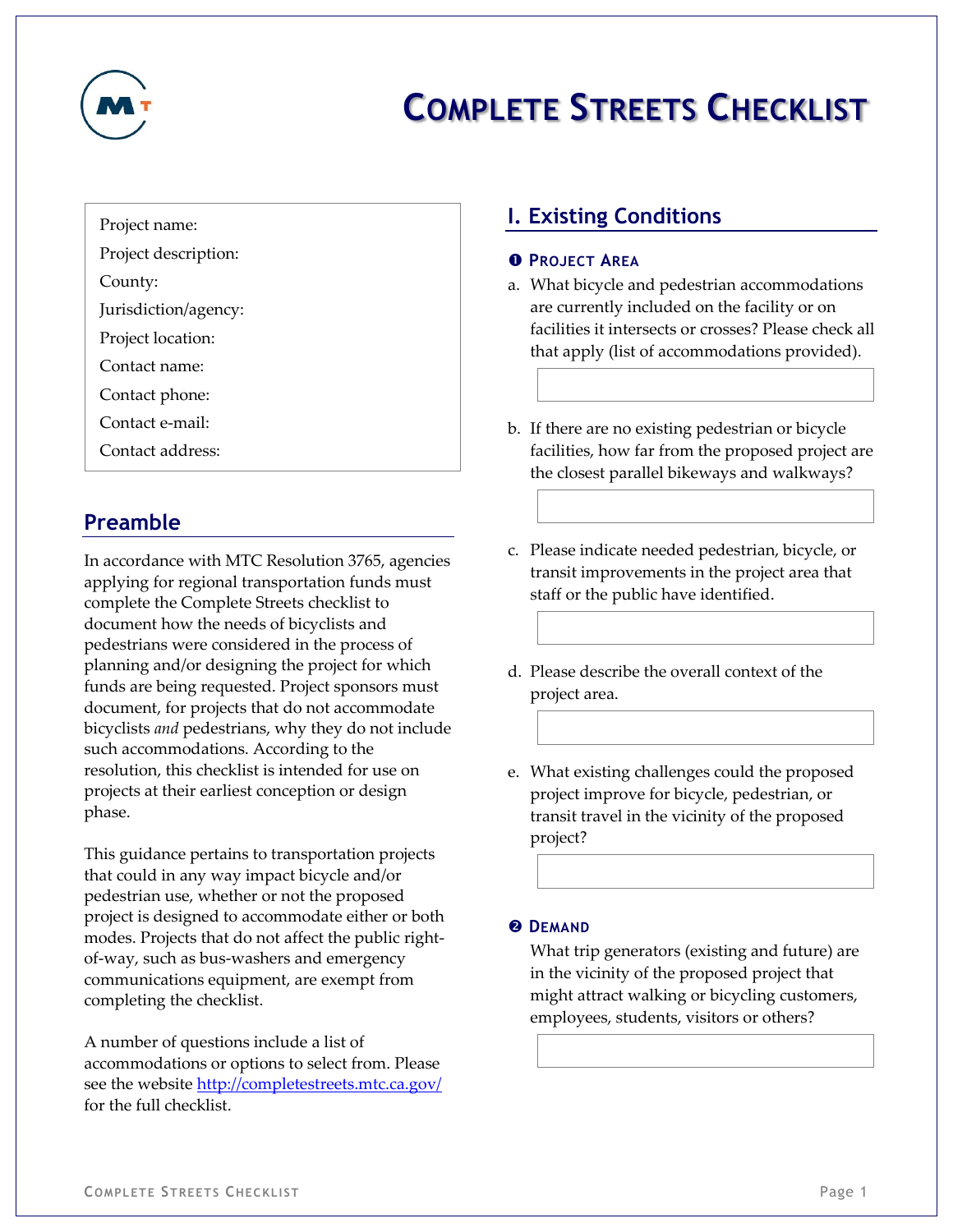# COMPLETE STREETS CHECKLIST

Project name:

Project description:

County:

Jurisdiction/agency:

Project location:

Contact name:

Contact phone:

Contact e-mail:

Contact address:

## Preamble

In accordance with MTC Resolution 3765, agencies applying for regional transportation funds must complete the Complete Streets checklist to document how the needs of bicyclists and pedestrians were considered in the process of planning and/or designing the project for which funds are being requested. Project sponsors must document, for projects that do not accommodate bicyclists *and* pedestrians, why they do not include such accommodations. According to the resolution, this checklist is intended for use on projects at their earliest conception or design phase.

This guidance pertains to transportation projects that could in any way impact bicycle and/or pedestrian use, whether or not the proposed project is designed to accommodate either or both modes. Projects that do not affect the public right-of-way, such as bus-washers and emergency communications equipment, are exempt from completing the checklist.

A number of questions include a list of accommodations or options to select from. Please see the website http://completestreets.mtc.ca.gov/ for the full checklist.

## I. Existing Conditions

### ❶ PROJECT AREA

a. What bicycle and pedestrian accommodations are currently included on the facility or on facilities it intersects or crosses? Please check all that apply (list of accommodations provided).

b. If there are no existing pedestrian or bicycle facilities, how far from the proposed project are the closest parallel bikeways and walkways?

c. Please indicate needed pedestrian, bicycle, or transit improvements in the project area that staff or the public have identified.

d. Please describe the overall context of the project area.

e. What existing challenges could the proposed project improve for bicycle, pedestrian, or transit travel in the vicinity of the proposed project?

### ❷ DEMAND

What trip generators (existing and future) are in the vicinity of the proposed project that might attract walking or bicycling customers, employees, students, visitors or others?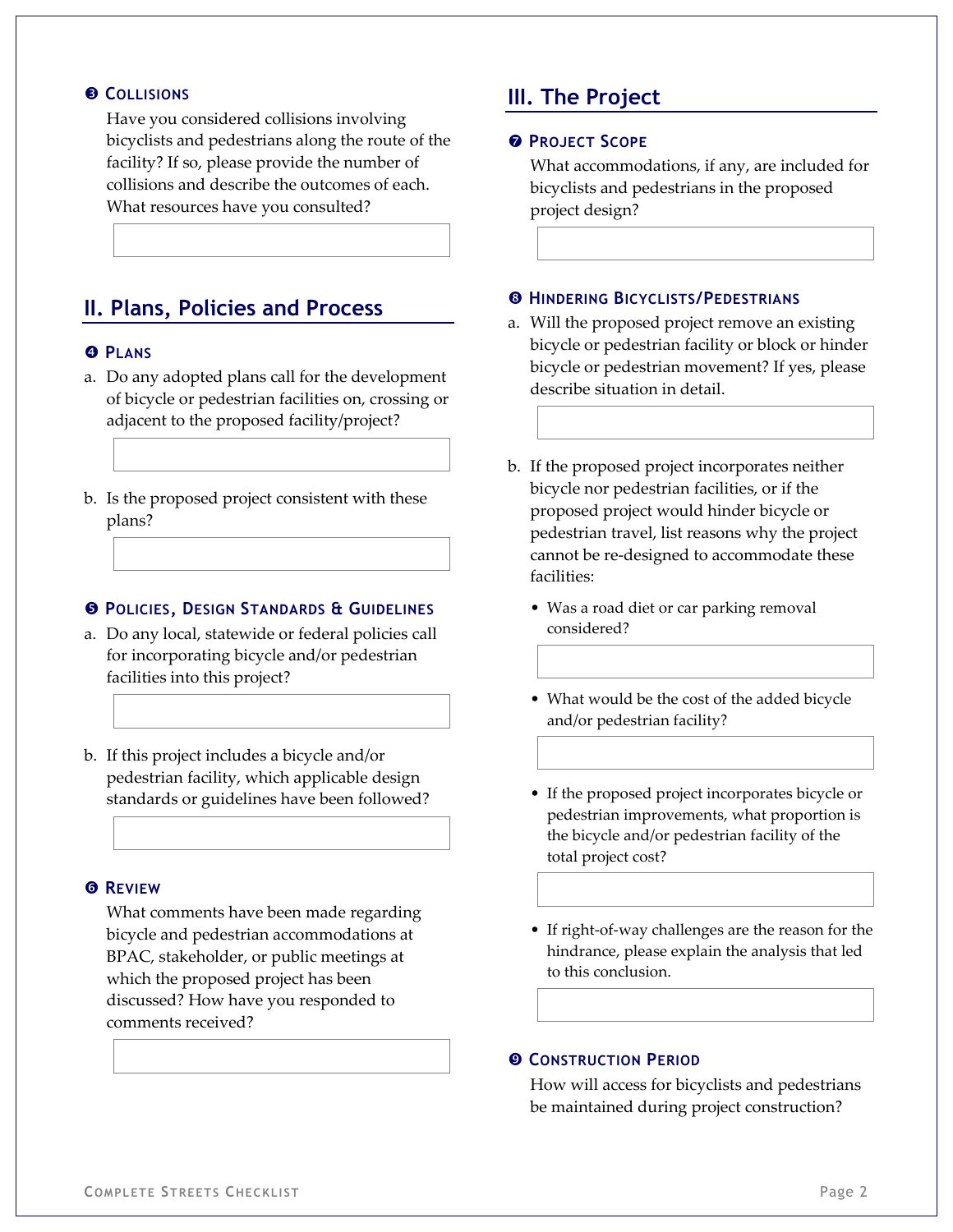### ❸ Collisions

Have you considered collisions involving bicyclists and pedestrians along the route of the facility? If so, please provide the number of collisions and describe the outcomes of each. What resources have you consulted?

## II. Plans, Policies and Process

### ❹ Plans

a. Do any adopted plans call for the development of bicycle or pedestrian facilities on, crossing or adjacent to the proposed facility/project?

b. Is the proposed project consistent with these plans?

### ❺ Policies, Design Standards & Guidelines

a. Do any local, statewide or federal policies call for incorporating bicycle and/or pedestrian facilities into this project?

b. If this project includes a bicycle and/or pedestrian facility, which applicable design standards or guidelines have been followed?

### ❻ Review

What comments have been made regarding bicycle and pedestrian accommodations at BPAC, stakeholder, or public meetings at which the proposed project has been discussed? How have you responded to comments received?

## III. The Project

### ❼ Project Scope

What accommodations, if any, are included for bicyclists and pedestrians in the proposed project design?

### ❽ Hindering Bicyclists/Pedestrians

a. Will the proposed project remove an existing bicycle or pedestrian facility or block or hinder bicycle or pedestrian movement? If yes, please describe situation in detail.

b. If the proposed project incorporates neither bicycle nor pedestrian facilities, or if the proposed project would hinder bicycle or pedestrian travel, list reasons why the project cannot be re-designed to accommodate these facilities:

- Was a road diet or car parking removal considered?

- What would be the cost of the added bicycle and/or pedestrian facility?

- If the proposed project incorporates bicycle or pedestrian improvements, what proportion is the bicycle and/or pedestrian facility of the total project cost?

- If right-of-way challenges are the reason for the hindrance, please explain the analysis that led to this conclusion.

### ❾ Construction Period

How will access for bicyclists and pedestrians be maintained during project construction?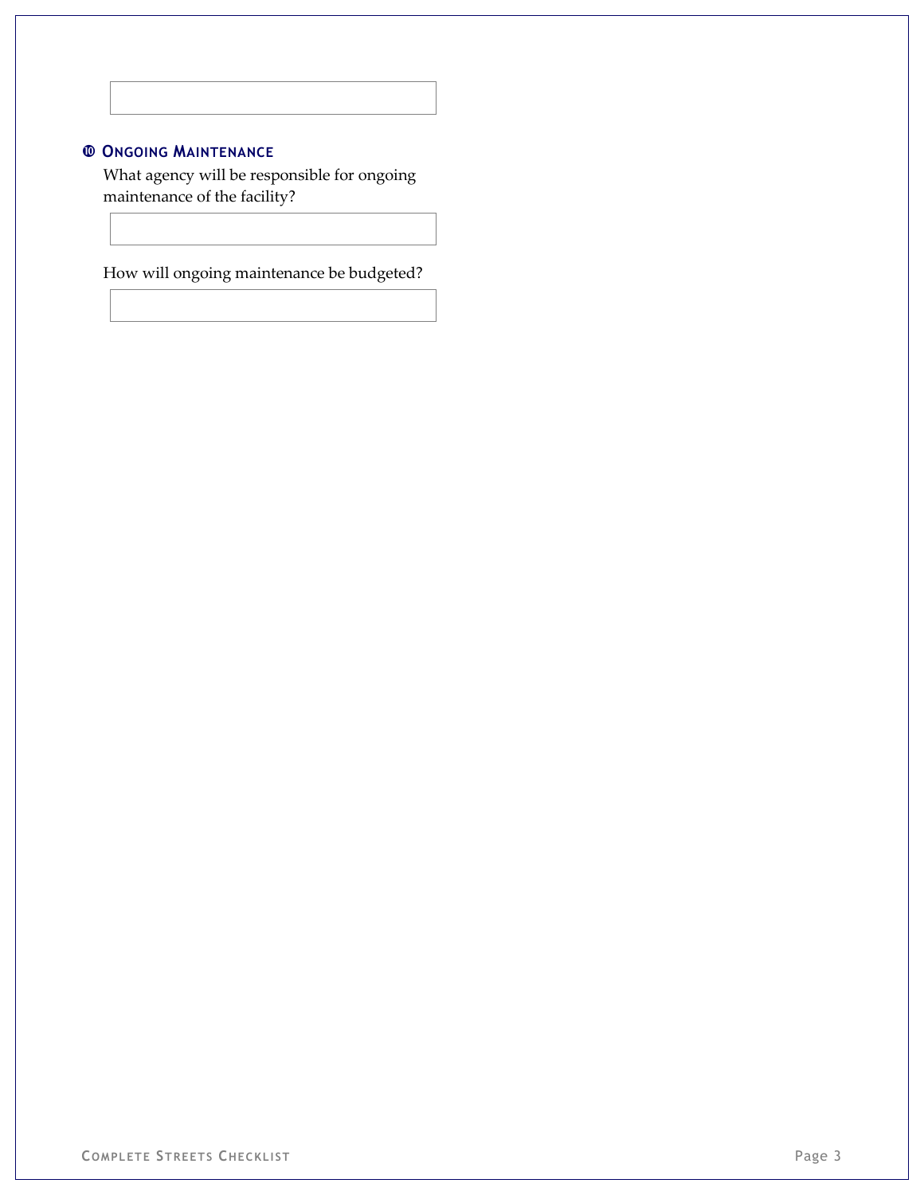## ⑩ Ongoing Maintenance

What agency will be responsible for ongoing maintenance of the facility?

How will ongoing maintenance be budgeted?